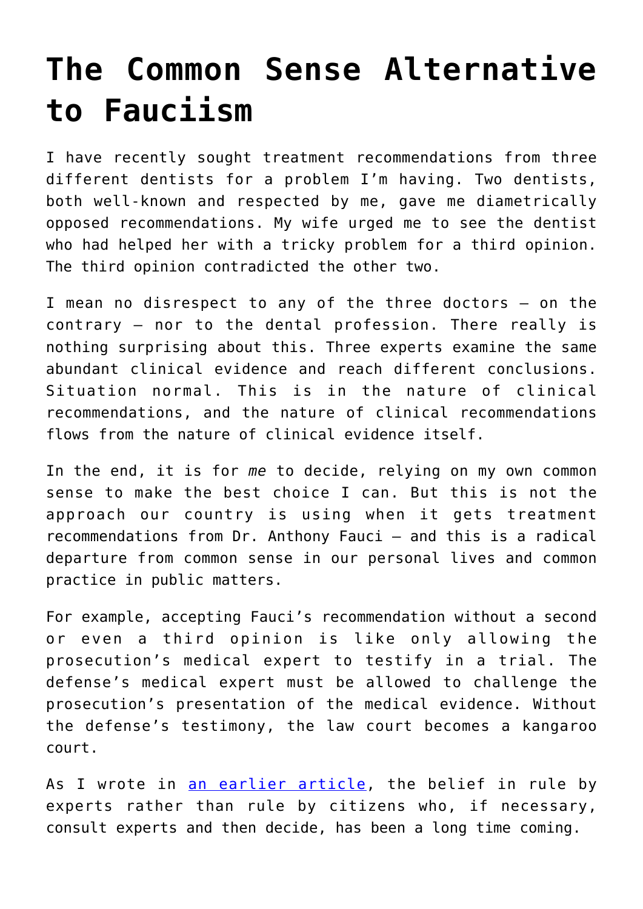# The Common Sense Alternative to Fauciism

I have recently sought treatment recommendations from three different dentists for a problem I'm having. Two dentists, both well-known and respected by me, gave me diametrically opposed recommendations. My wife urged me to see the dentist who had helped her with a tricky problem for a third opinion. The third opinion contradicted the other two.

I mean no disrespect to any of the three doctors — on the contrary — nor to the dental profession. There really is nothing surprising about this. Three experts examine the same abundant clinical evidence and reach different conclusions. Situation normal. This is in the nature of clinical recommendations, and the nature of clinical recommendations flows from the nature of clinical evidence itself.

In the end, it is for *me* to decide, relying on my own common sense to make the best choice I can. But this is not the approach our country is using when it gets treatment recommendations from Dr. Anthony Fauci — and this is a radical departure from common sense in our personal lives and common practice in public matters.

For example, accepting Fauci's recommendation without a second or even a third opinion is like only allowing the prosecution's medical expert to testify in a trial. The defense's medical expert must be allowed to challenge the prosecution's presentation of the medical evidence. Without the defense's testimony, the law court becomes a kangaroo court.

As I wrote in [an earlier article](), the belief in rule by experts rather than rule by citizens who, if necessary, consult experts and then decide, has been a long time coming.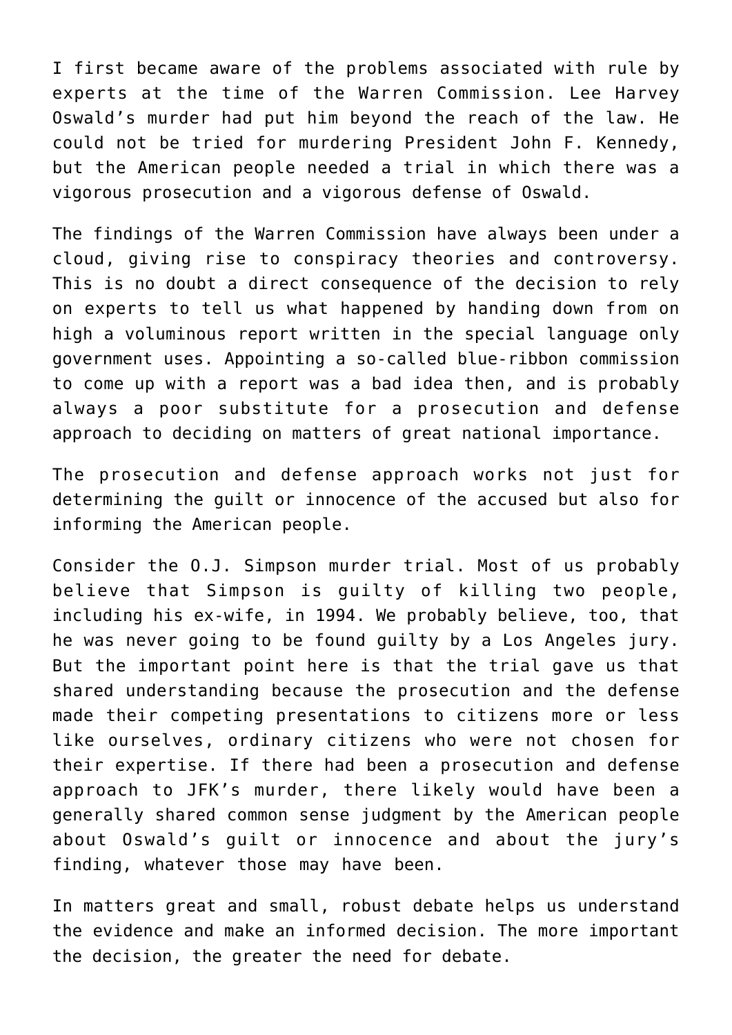I first became aware of the problems associated with rule by experts at the time of the Warren Commission. Lee Harvey Oswald's murder had put him beyond the reach of the law. He could not be tried for murdering President John F. Kennedy, but the American people needed a trial in which there was a vigorous prosecution and a vigorous defense of Oswald.

The findings of the Warren Commission have always been under a cloud, giving rise to conspiracy theories and controversy. This is no doubt a direct consequence of the decision to rely on experts to tell us what happened by handing down from on high a voluminous report written in the special language only government uses. Appointing a so-called blue-ribbon commission to come up with a report was a bad idea then, and is probably always a poor substitute for a prosecution and defense approach to deciding on matters of great national importance.

The prosecution and defense approach works not just for determining the guilt or innocence of the accused but also for informing the American people.

Consider the O.J. Simpson murder trial. Most of us probably believe that Simpson is guilty of killing two people, including his ex-wife, in 1994. We probably believe, too, that he was never going to be found guilty by a Los Angeles jury. But the important point here is that the trial gave us that shared understanding because the prosecution and the defense made their competing presentations to citizens more or less like ourselves, ordinary citizens who were not chosen for their expertise. If there had been a prosecution and defense approach to JFK's murder, there likely would have been a generally shared common sense judgment by the American people about Oswald's guilt or innocence and about the jury's finding, whatever those may have been.

In matters great and small, robust debate helps us understand the evidence and make an informed decision. The more important the decision, the greater the need for debate.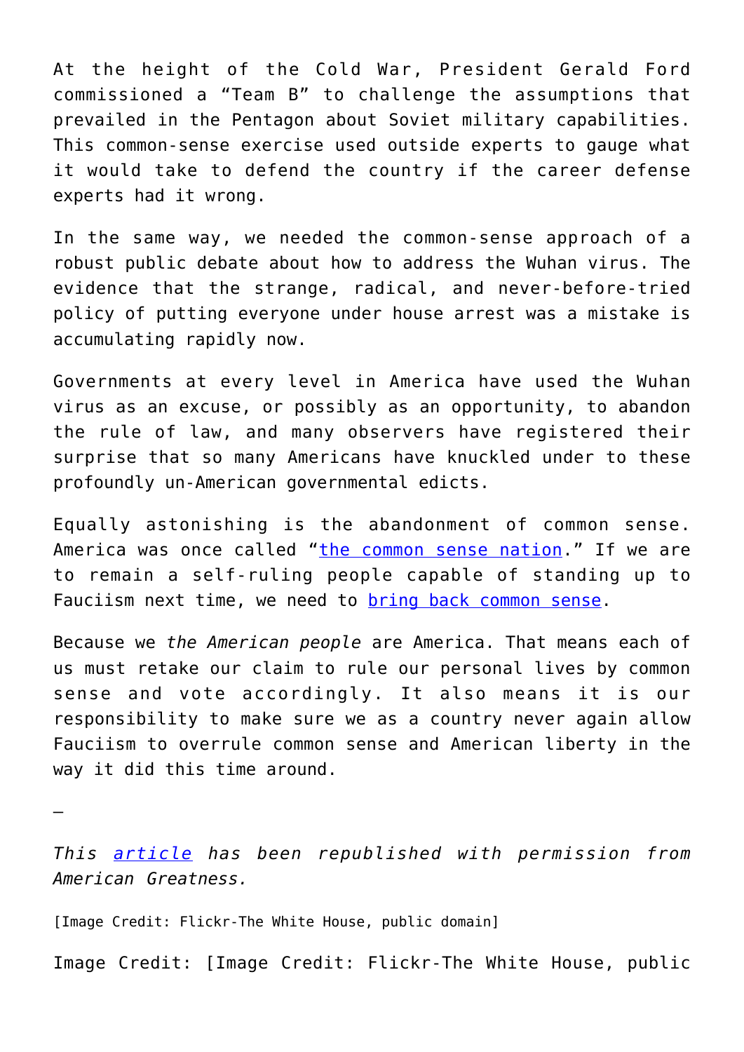At the height of the Cold War, President Gerald Ford commissioned a "Team B" to challenge the assumptions that prevailed in the Pentagon about Soviet military capabilities. This common-sense exercise used outside experts to gauge what it would take to defend the country if the career defense experts had it wrong.

In the same way, we needed the common-sense approach of a robust public debate about how to address the Wuhan virus. The evidence that the strange, radical, and never-before-tried policy of putting everyone under house arrest was a mistake is accumulating rapidly now.

Governments at every level in America have used the Wuhan virus as an excuse, or possibly as an opportunity, to abandon the rule of law, and many observers have registered their surprise that so many Americans have knuckled under to these profoundly un-American governmental edicts.

Equally astonishing is the abandonment of common sense. America was once called "the common sense nation." If we are to remain a self-ruling people capable of standing up to Fauciism next time, we need to bring back common sense.

Because we *the American people* are America. That means each of us must retake our claim to rule our personal lives by common sense and vote accordingly. It also means it is our responsibility to make sure we as a country never again allow Fauciism to overrule common sense and American liberty in the way it did this time around.

—

*This article has been republished with permission from American Greatness.*

[Image Credit: Flickr-The White House, public domain]

Image Credit: [Image Credit: Flickr-The White House, public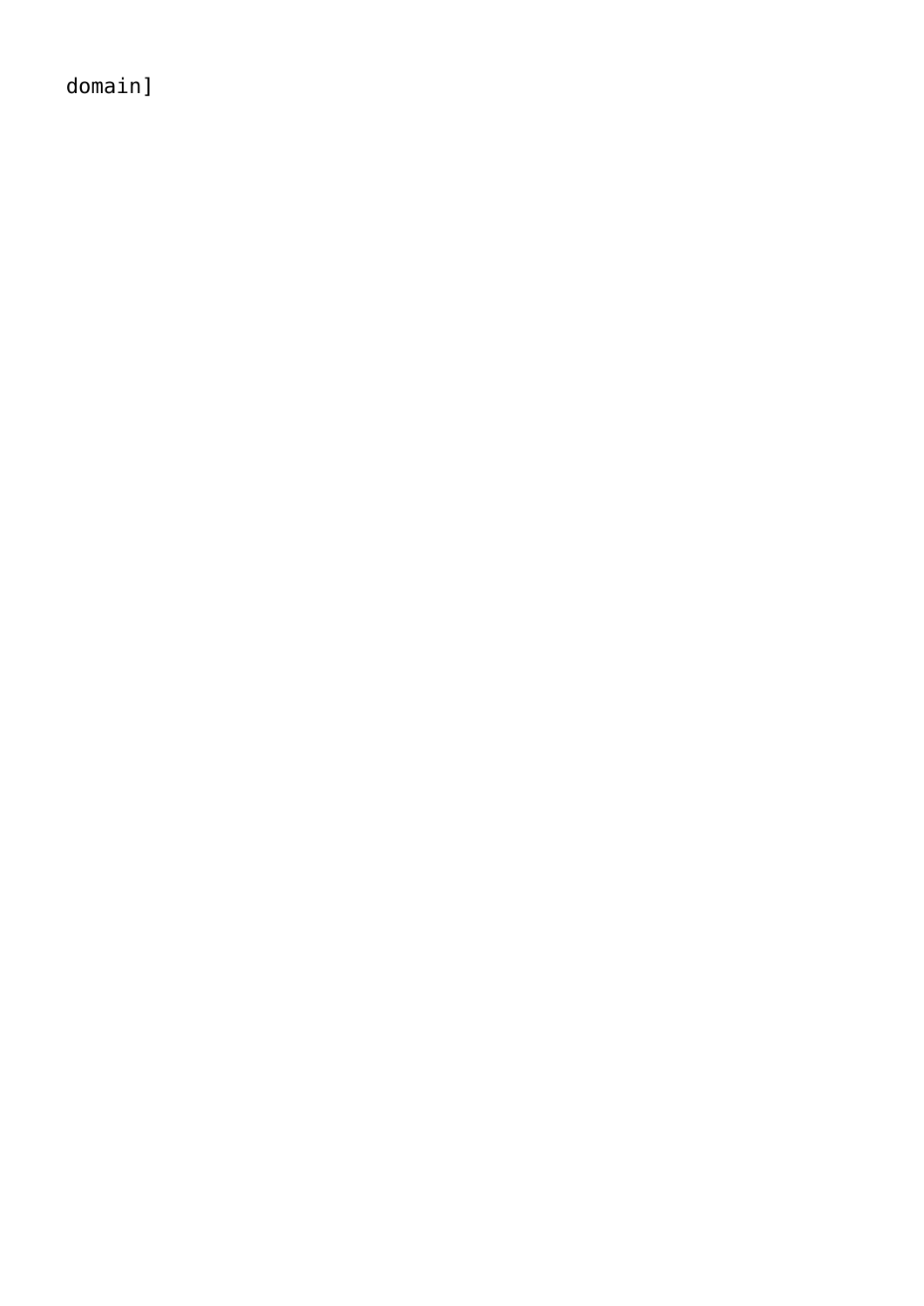domain]